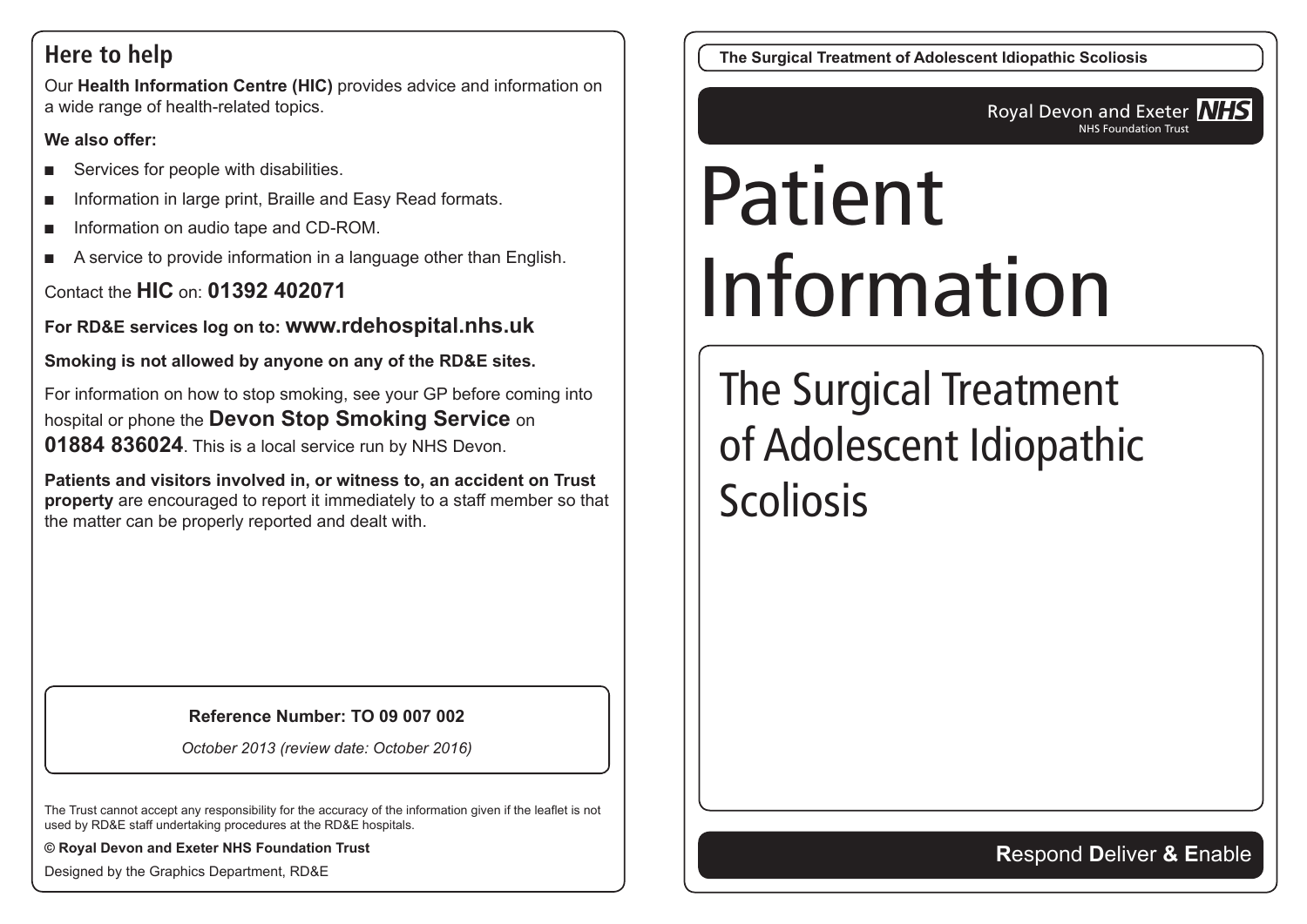## Here to help

Our **Health Information Centre (HIC)** provides advice and information on a wide range of health-related topics.

**We also offer:**

- Services for people with disabilities.
- Information in large print, Braille and Easy Read formats.
- Information on audio tape and CD-ROM.
- A service to provide information in a language other than English.

Contact the **HIC** on: **01392 402071**

**For RD&E services log on to: www.rdehospital.nhs.uk**

**Smoking is not allowed by anyone on any of the RD&E sites.**

For information on how to stop smoking, see your GP before coming into hospital or phone the **Devon Stop Smoking Service** on **01884 836024**. This is a local service run by NHS Devon.

**Patients and visitors involved in, or witness to, an accident on Trust property** are encouraged to report it immediately to a staff member so that the matter can be properly reported and dealt with.

**Reference Number: TO 09 007 002**

*October 2013 (review date: October 2016)*

The Trust cannot accept any responsibility for the accuracy of the information given if the leaflet is not used by RD&E staff undertaking procedures at the RD&E hospitals.

**© Royal Devon and Exeter NHS Foundation Trust**

Designed by the Graphics Department, RD&E

Royal Devon and Exeter NHS Foundation Trust

# Patient Information

## The Surgical Treatment of Adolescent Idiopathic Scoliosis

**R**espond **D**eliver **& E**nable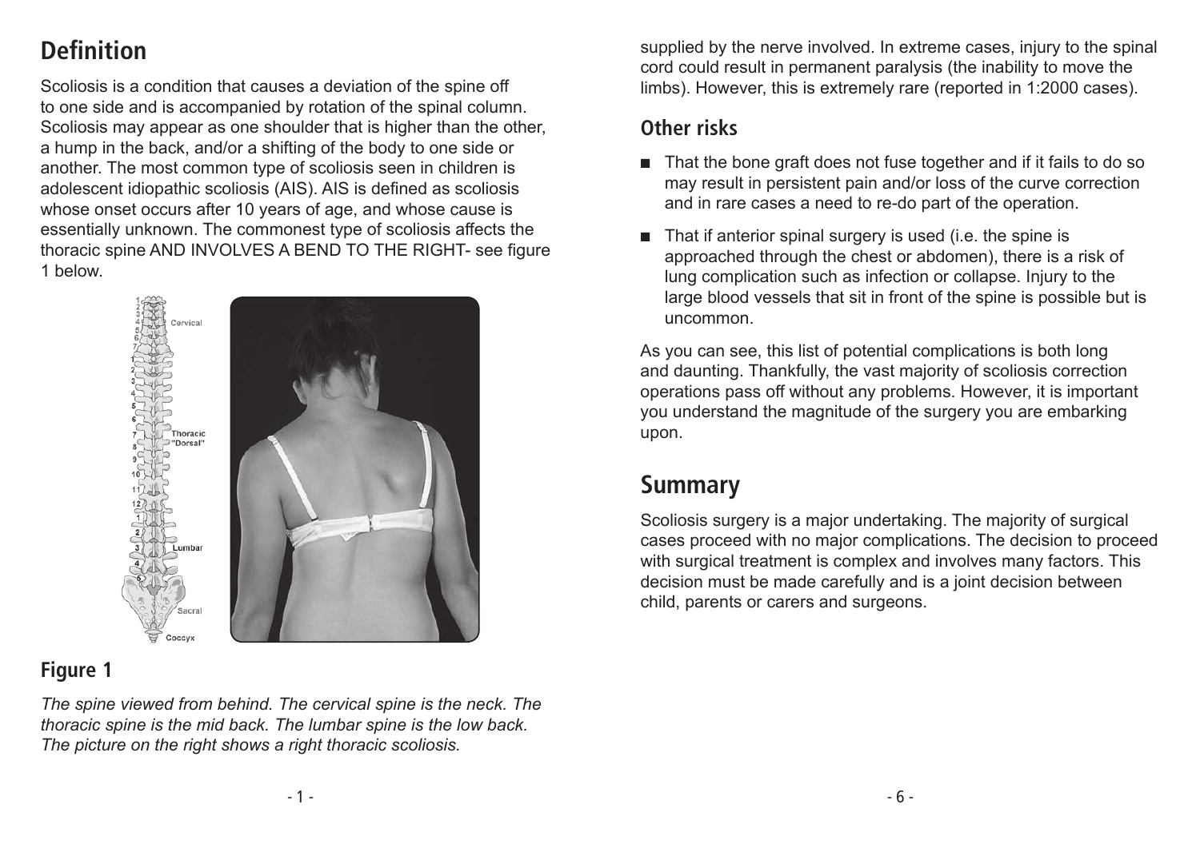## Definition

Scoliosis is a condition that causes a deviation of the spine off to one side and is accompanied by rotation of the spinal column. Scoliosis may appear as one shoulder that is higher than the other, a hump in the back, and/or a shifting of the body to one side or another. The most common type of scoliosis seen in children is adolescent idiopathic scoliosis (AIS). AIS is defined as scoliosis whose onset occurs after 10 years of age, and whose cause is essentially unknown. The commonest type of scoliosis affects the thoracic spine AND INVOLVES A BEND TO THE RIGHT- see figure 1 below.

### Figure 1

*The spine viewed from behind. The cervical spine is the neck. The thoracic spine is the mid back. The lumbar spine is the low back. The picture on the right shows a right thoracic scoliosis.*

supplied by the nerve involved. In extreme cases, injury to the spinal cord could result in permanent paralysis (the inability to move the limbs). However, this is extremely rare (reported in 1:2000 cases).

### Other risks

- That the bone graft does not fuse together and if it fails to do so may result in persistent pain and/or loss of the curve correction and in rare cases a need to re-do part of the operation.
- That if anterior spinal surgery is used (i.e. the spine is approached through the chest or abdomen), there is a risk of lung complication such as infection or collapse. Injury to the large blood vessels that sit in front of the spine is possible but is uncommon.

As you can see, this list of potential complications is both long and daunting. Thankfully, the vast majority of scoliosis correction operations pass off without any problems. However, it is important you understand the magnitude of the surgery you are embarking upon.

## Summary

Scoliosis surgery is a major undertaking. The majority of surgical cases proceed with no major complications. The decision to proceed with surgical treatment is complex and involves many factors. This decision must be made carefully and is a joint decision between child, parents or carers and surgeons.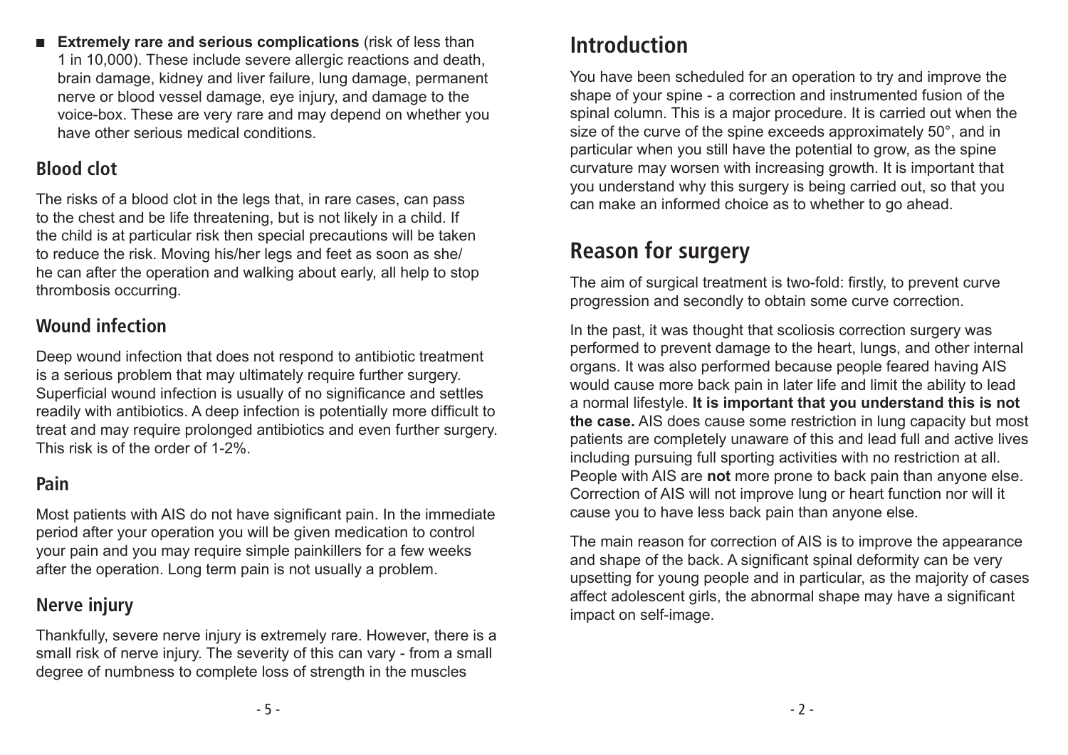- **Extremely rare and serious complications** (risk of less than 1 in 10,000). These include severe allergic reactions and death, brain damage, kidney and liver failure, lung damage, permanent nerve or blood vessel damage, eye injury, and damage to the voice-box. These are very rare and may depend on whether you have other serious medical conditions.

## Blood clot

The risks of a blood clot in the legs that, in rare cases, can pass to the chest and be life threatening, but is not likely in a child. If the child is at particular risk then special precautions will be taken to reduce the risk. Moving his/her legs and feet as soon as she/he can after the operation and walking about early, all help to stop thrombosis occurring.

## Wound infection

Deep wound infection that does not respond to antibiotic treatment is a serious problem that may ultimately require further surgery. Superficial wound infection is usually of no significance and settles readily with antibiotics. A deep infection is potentially more difficult to treat and may require prolonged antibiotics and even further surgery. This risk is of the order of 1-2%.

## Pain

Most patients with AIS do not have significant pain. In the immediate period after your operation you will be given medication to control your pain and you may require simple painkillers for a few weeks after the operation. Long term pain is not usually a problem.

## Nerve injury

Thankfully, severe nerve injury is extremely rare. However, there is a small risk of nerve injury. The severity of this can vary - from a small degree of numbness to complete loss of strength in the muscles

# Introduction

You have been scheduled for an operation to try and improve the shape of your spine - a correction and instrumented fusion of the spinal column. This is a major procedure. It is carried out when the size of the curve of the spine exceeds approximately 50°, and in particular when you still have the potential to grow, as the spine curvature may worsen with increasing growth. It is important that you understand why this surgery is being carried out, so that you can make an informed choice as to whether to go ahead.

# Reason for surgery

The aim of surgical treatment is two-fold: firstly, to prevent curve progression and secondly to obtain some curve correction.

In the past, it was thought that scoliosis correction surgery was performed to prevent damage to the heart, lungs, and other internal organs. It was also performed because people feared having AIS would cause more back pain in later life and limit the ability to lead a normal lifestyle. **It is important that you understand this is not the case.** AIS does cause some restriction in lung capacity but most patients are completely unaware of this and lead full and active lives including pursuing full sporting activities with no restriction at all. People with AIS are **not** more prone to back pain than anyone else. Correction of AIS will not improve lung or heart function nor will it cause you to have less back pain than anyone else.

The main reason for correction of AIS is to improve the appearance and shape of the back. A significant spinal deformity can be very upsetting for young people and in particular, as the majority of cases affect adolescent girls, the abnormal shape may have a significant impact on self-image.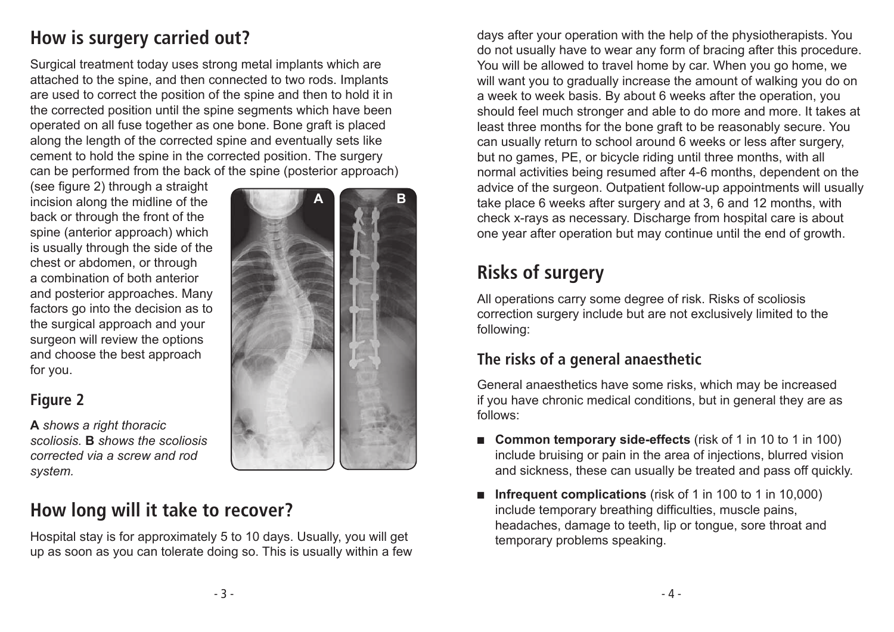## How is surgery carried out?

Surgical treatment today uses strong metal implants which are attached to the spine, and then connected to two rods. Implants are used to correct the position of the spine and then to hold it in the corrected position until the spine segments which have been operated on all fuse together as one bone. Bone graft is placed along the length of the corrected spine and eventually sets like cement to hold the spine in the corrected position. The surgery can be performed from the back of the spine (posterior approach) (see figure 2) through a straight incision along the midline of the back or through the front of the spine (anterior approach) which is usually through the side of the chest or abdomen, or through a combination of both anterior and posterior approaches. Many factors go into the decision as to the surgical approach and your surgeon will review the options and choose the best approach for you.

### Figure 2

**A** *shows a right thoracic scoliosis.* **B** *shows the scoliosis corrected via a screw and rod system.*

## How long will it take to recover?

Hospital stay is for approximately 5 to 10 days. Usually, you will get up as soon as you can tolerate doing so. This is usually within a few days after your operation with the help of the physiotherapists. You do not usually have to wear any form of bracing after this procedure. You will be allowed to travel home by car. When you go home, we will want you to gradually increase the amount of walking you do on a week to week basis. By about 6 weeks after the operation, you should feel much stronger and able to do more and more. It takes at least three months for the bone graft to be reasonably secure. You can usually return to school around 6 weeks or less after surgery, but no games, PE, or bicycle riding until three months, with all normal activities being resumed after 4-6 months, dependent on the advice of the surgeon. Outpatient follow-up appointments will usually take place 6 weeks after surgery and at 3, 6 and 12 months, with check x-rays as necessary. Discharge from hospital care is about one year after operation but may continue until the end of growth.

## Risks of surgery

All operations carry some degree of risk. Risks of scoliosis correction surgery include but are not exclusively limited to the following:

### The risks of a general anaesthetic

General anaesthetics have some risks, which may be increased if you have chronic medical conditions, but in general they are as follows:

- **Common temporary side-effects** (risk of 1 in 10 to 1 in 100) include bruising or pain in the area of injections, blurred vision and sickness, these can usually be treated and pass off quickly.
- **Infrequent complications** (risk of 1 in 100 to 1 in 10,000) include temporary breathing difficulties, muscle pains, headaches, damage to teeth, lip or tongue, sore throat and temporary problems speaking.